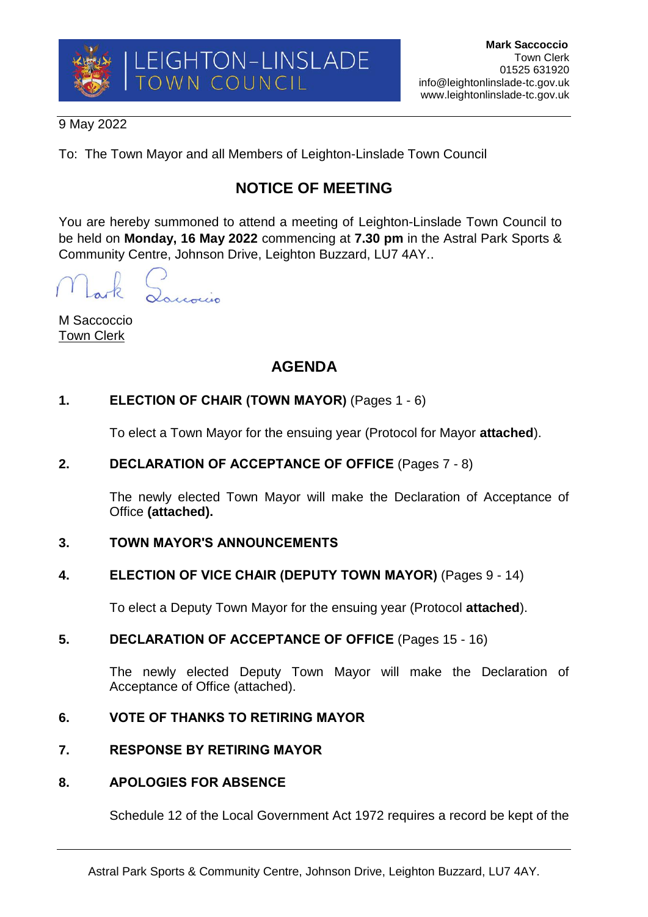LEIGHTON-LINSLADE TOWN COUNCIL

**Mark Saccoccio**
Town Clerk
01525 631920
info@leightonlinslade-tc.gov.uk
www.leightonlinslade-tc.gov.uk

9 May 2022

To: The Town Mayor and all Members of Leighton-Linslade Town Council

## NOTICE OF MEETING

You are hereby summoned to attend a meeting of Leighton-Linslade Town Council to be held on **Monday, 16 May 2022** commencing at **7.30 pm** in the Astral Park Sports & Community Centre, Johnson Drive, Leighton Buzzard, LU7 4AY..

M Saccoccio
Town Clerk

## AGENDA

**1. ELECTION OF CHAIR (TOWN MAYOR)** (Pages 1 - 6)

To elect a Town Mayor for the ensuing year (Protocol for Mayor **attached**).

**2. DECLARATION OF ACCEPTANCE OF OFFICE** (Pages 7 - 8)

The newly elected Town Mayor will make the Declaration of Acceptance of Office **(attached).**

**3. TOWN MAYOR'S ANNOUNCEMENTS**

**4. ELECTION OF VICE CHAIR (DEPUTY TOWN MAYOR)** (Pages 9 - 14)

To elect a Deputy Town Mayor for the ensuing year (Protocol **attached**).

**5. DECLARATION OF ACCEPTANCE OF OFFICE** (Pages 15 - 16)

The newly elected Deputy Town Mayor will make the Declaration of Acceptance of Office (attached).

**6. VOTE OF THANKS TO RETIRING MAYOR**

**7. RESPONSE BY RETIRING MAYOR**

**8. APOLOGIES FOR ABSENCE**

Schedule 12 of the Local Government Act 1972 requires a record be kept of the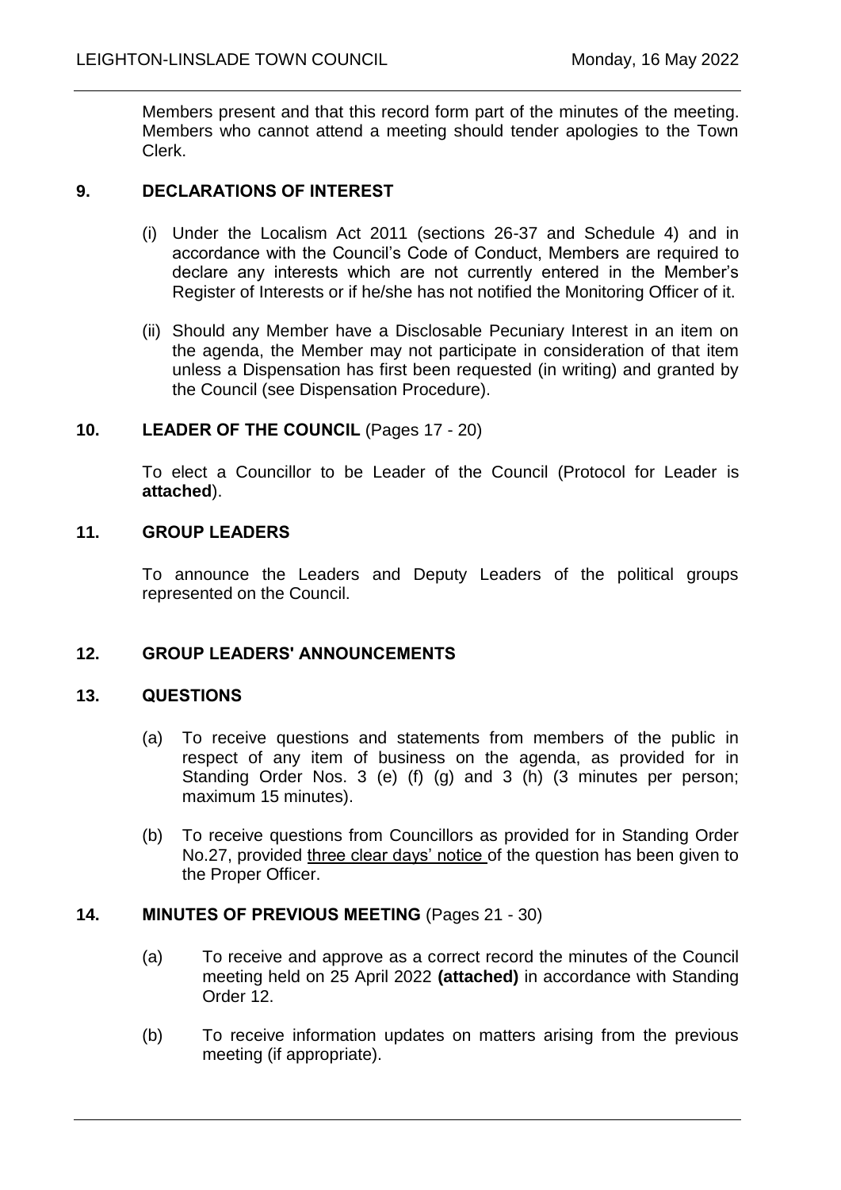Members present and that this record form part of the minutes of the meeting. Members who cannot attend a meeting should tender apologies to the Town Clerk.

## 9. DECLARATIONS OF INTEREST

(i) Under the Localism Act 2011 (sections 26-37 and Schedule 4) and in accordance with the Council's Code of Conduct, Members are required to declare any interests which are not currently entered in the Member's Register of Interests or if he/she has not notified the Monitoring Officer of it.

(ii) Should any Member have a Disclosable Pecuniary Interest in an item on the agenda, the Member may not participate in consideration of that item unless a Dispensation has first been requested (in writing) and granted by the Council (see Dispensation Procedure).

## 10. LEADER OF THE COUNCIL (Pages 17 - 20)

To elect a Councillor to be Leader of the Council (Protocol for Leader is **attached**).

## 11. GROUP LEADERS

To announce the Leaders and Deputy Leaders of the political groups represented on the Council.

## 12. GROUP LEADERS' ANNOUNCEMENTS

## 13. QUESTIONS

(a) To receive questions and statements from members of the public in respect of any item of business on the agenda, as provided for in Standing Order Nos. 3 (e) (f) (g) and 3 (h) (3 minutes per person; maximum 15 minutes).

(b) To receive questions from Councillors as provided for in Standing Order No.27, provided three clear days' notice of the question has been given to the Proper Officer.

## 14. MINUTES OF PREVIOUS MEETING (Pages 21 - 30)

(a) To receive and approve as a correct record the minutes of the Council meeting held on 25 April 2022 **(attached)** in accordance with Standing Order 12.

(b) To receive information updates on matters arising from the previous meeting (if appropriate).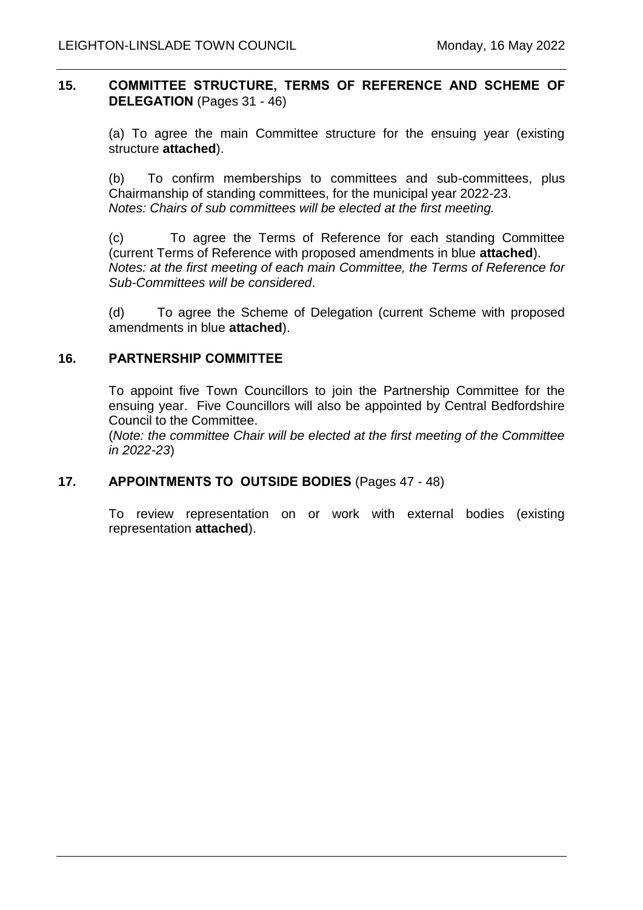## 15. COMMITTEE STRUCTURE, TERMS OF REFERENCE AND SCHEME OF DELEGATION (Pages 31 - 46)

(a) To agree the main Committee structure for the ensuing year (existing structure **attached**).

(b) To confirm memberships to committees and sub-committees, plus Chairmanship of standing committees, for the municipal year 2022-23.
*Notes: Chairs of sub committees will be elected at the first meeting.*

(c) To agree the Terms of Reference for each standing Committee (current Terms of Reference with proposed amendments in blue **attached**).
*Notes: at the first meeting of each main Committee, the Terms of Reference for Sub-Committees will be considered*.

(d) To agree the Scheme of Delegation (current Scheme with proposed amendments in blue **attached**).

## 16. PARTNERSHIP COMMITTEE

To appoint five Town Councillors to join the Partnership Committee for the ensuing year. Five Councillors will also be appointed by Central Bedfordshire Council to the Committee.
(*Note: the committee Chair will be elected at the first meeting of the Committee in 2022-23*)

## 17. APPOINTMENTS TO OUTSIDE BODIES (Pages 47 - 48)

To review representation on or work with external bodies (existing representation **attached**).